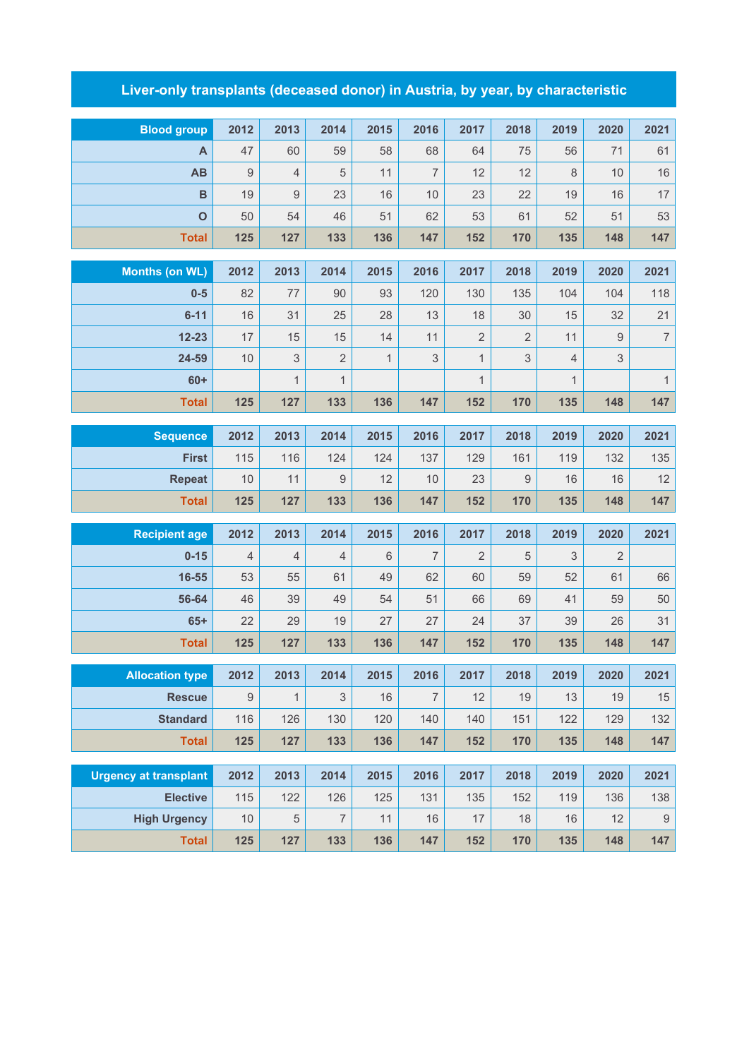# Liver-only transplants (deceased donor) in Austria, by year, by characteristic

| Blood group | 2012 | 2013 | 2014 | 2015 | 2016 | 2017 | 2018 | 2019 | 2020 | 2021 |
|---|---|---|---|---|---|---|---|---|---|---|
| A | 47 | 60 | 59 | 58 | 68 | 64 | 75 | 56 | 71 | 61 |
| AB | 9 | 4 | 5 | 11 | 7 | 12 | 12 | 8 | 10 | 16 |
| B | 19 | 9 | 23 | 16 | 10 | 23 | 22 | 19 | 16 | 17 |
| O | 50 | 54 | 46 | 51 | 62 | 53 | 61 | 52 | 51 | 53 |
| **Total** | **125** | **127** | **133** | **136** | **147** | **152** | **170** | **135** | **148** | **147** |

| Months (on WL) | 2012 | 2013 | 2014 | 2015 | 2016 | 2017 | 2018 | 2019 | 2020 | 2021 |
|---|---|---|---|---|---|---|---|---|---|---|
| 0-5 | 82 | 77 | 90 | 93 | 120 | 130 | 135 | 104 | 104 | 118 |
| 6-11 | 16 | 31 | 25 | 28 | 13 | 18 | 30 | 15 | 32 | 21 |
| 12-23 | 17 | 15 | 15 | 14 | 11 | 2 | 2 | 11 | 9 | 7 |
| 24-59 | 10 | 3 | 2 | 1 | 3 | 1 | 3 | 4 | 3 | |
| 60+ | | 1 | 1 | | | 1 | | 1 | | 1 |
| **Total** | **125** | **127** | **133** | **136** | **147** | **152** | **170** | **135** | **148** | **147** |

| Sequence | 2012 | 2013 | 2014 | 2015 | 2016 | 2017 | 2018 | 2019 | 2020 | 2021 |
|---|---|---|---|---|---|---|---|---|---|---|
| First | 115 | 116 | 124 | 124 | 137 | 129 | 161 | 119 | 132 | 135 |
| Repeat | 10 | 11 | 9 | 12 | 10 | 23 | 9 | 16 | 16 | 12 |
| **Total** | **125** | **127** | **133** | **136** | **147** | **152** | **170** | **135** | **148** | **147** |

| Recipient age | 2012 | 2013 | 2014 | 2015 | 2016 | 2017 | 2018 | 2019 | 2020 | 2021 |
|---|---|---|---|---|---|---|---|---|---|---|
| 0-15 | 4 | 4 | 4 | 6 | 7 | 2 | 5 | 3 | 2 | |
| 16-55 | 53 | 55 | 61 | 49 | 62 | 60 | 59 | 52 | 61 | 66 |
| 56-64 | 46 | 39 | 49 | 54 | 51 | 66 | 69 | 41 | 59 | 50 |
| 65+ | 22 | 29 | 19 | 27 | 27 | 24 | 37 | 39 | 26 | 31 |
| **Total** | **125** | **127** | **133** | **136** | **147** | **152** | **170** | **135** | **148** | **147** |

| Allocation type | 2012 | 2013 | 2014 | 2015 | 2016 | 2017 | 2018 | 2019 | 2020 | 2021 |
|---|---|---|---|---|---|---|---|---|---|---|
| Rescue | 9 | 1 | 3 | 16 | 7 | 12 | 19 | 13 | 19 | 15 |
| Standard | 116 | 126 | 130 | 120 | 140 | 140 | 151 | 122 | 129 | 132 |
| **Total** | **125** | **127** | **133** | **136** | **147** | **152** | **170** | **135** | **148** | **147** |

| Urgency at transplant | 2012 | 2013 | 2014 | 2015 | 2016 | 2017 | 2018 | 2019 | 2020 | 2021 |
|---|---|---|---|---|---|---|---|---|---|---|
| Elective | 115 | 122 | 126 | 125 | 131 | 135 | 152 | 119 | 136 | 138 |
| High Urgency | 10 | 5 | 7 | 11 | 16 | 17 | 18 | 16 | 12 | 9 |
| **Total** | **125** | **127** | **133** | **136** | **147** | **152** | **170** | **135** | **148** | **147** |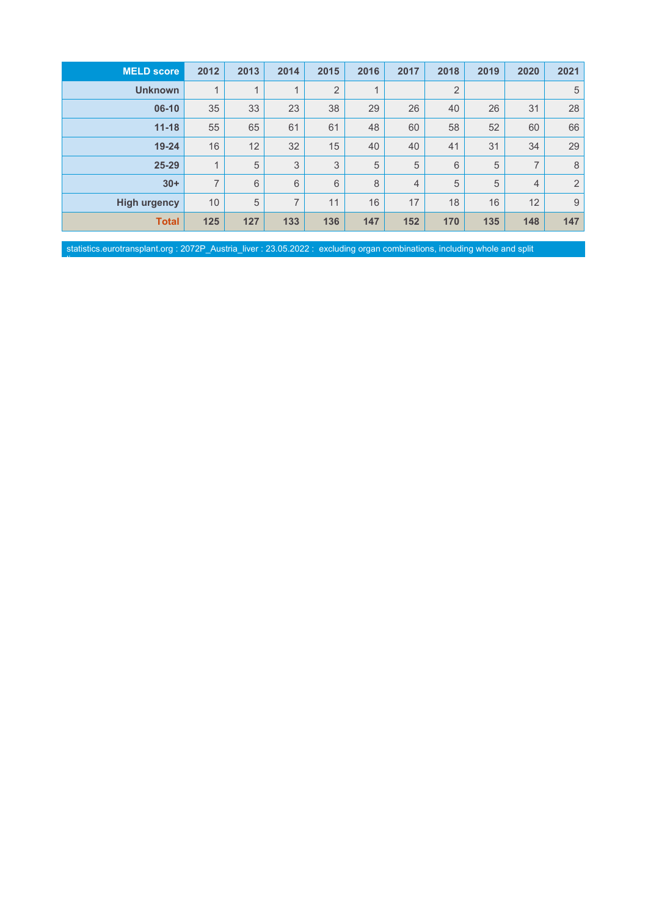| MELD score | 2012 | 2013 | 2014 | 2015 | 2016 | 2017 | 2018 | 2019 | 2020 | 2021 |
|---|---|---|---|---|---|---|---|---|---|---|
| Unknown | 1 | 1 | 1 | 2 | 1 | | 2 | | | 5 |
| 06-10 | 35 | 33 | 23 | 38 | 29 | 26 | 40 | 26 | 31 | 28 |
| 11-18 | 55 | 65 | 61 | 61 | 48 | 60 | 58 | 52 | 60 | 66 |
| 19-24 | 16 | 12 | 32 | 15 | 40 | 40 | 41 | 31 | 34 | 29 |
| 25-29 | 1 | 5 | 3 | 3 | 5 | 5 | 6 | 5 | 7 | 8 |
| 30+ | 7 | 6 | 6 | 6 | 8 | 4 | 5 | 5 | 4 | 2 |
| High urgency | 10 | 5 | 7 | 11 | 16 | 17 | 18 | 16 | 12 | 9 |
| **Total** | **125** | **127** | **133** | **136** | **147** | **152** | **170** | **135** | **148** | **147** |

statistics.eurotransplant.org : 2072P_Austria_liver : 23.05.2022 : excluding organ combinations, including whole and split liver